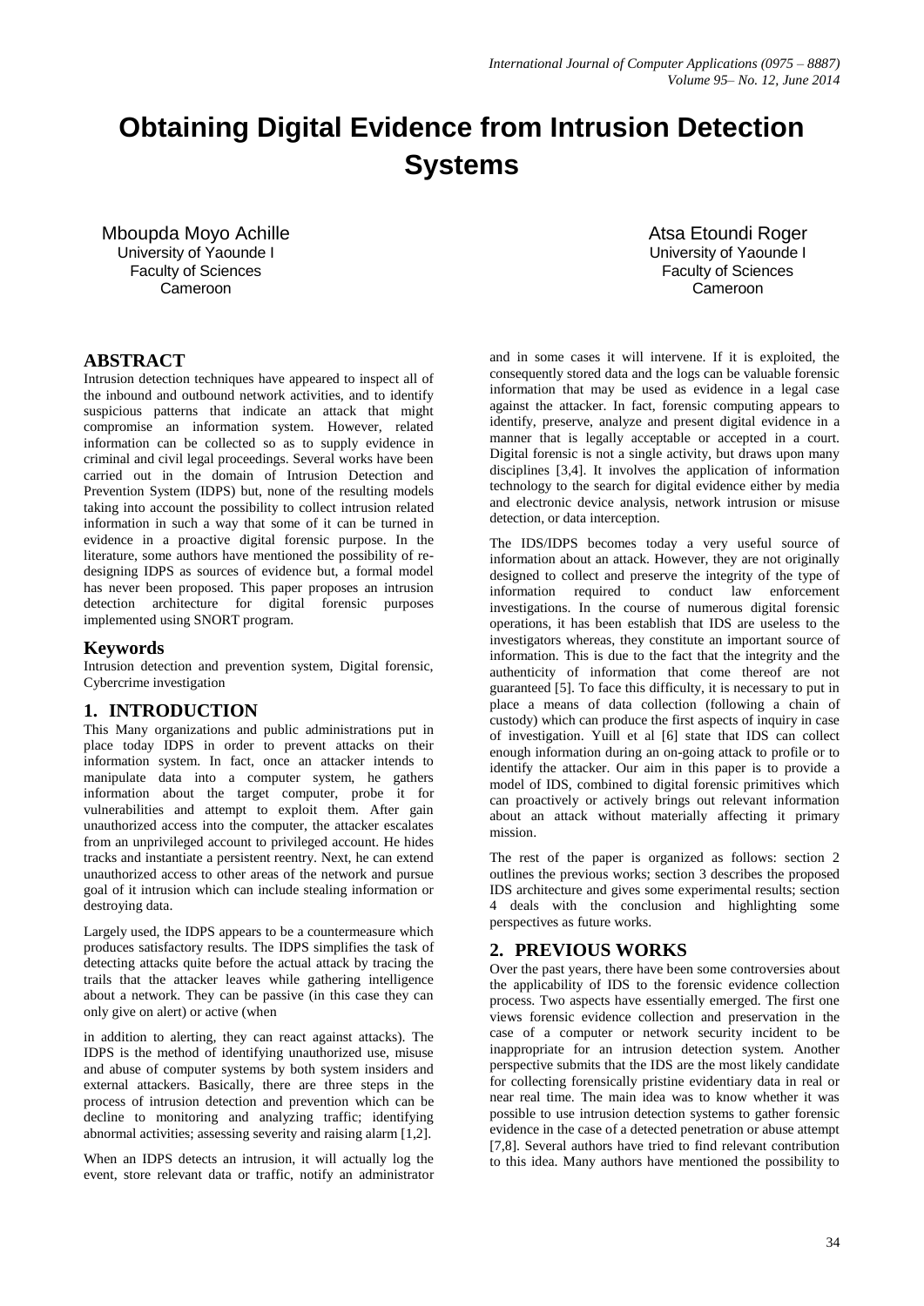# Obtaining Digital Evidence from Intrusion Detection Systems

Mboupda Moyo Achille
University of Yaounde I
Faculty of Sciences
Cameroon

Atsa Etoundi Roger
University of Yaounde I
Faculty of Sciences
Cameroon

## ABSTRACT

Intrusion detection techniques have appeared to inspect all of the inbound and outbound network activities, and to identify suspicious patterns that indicate an attack that might compromise an information system. However, related information can be collected so as to supply evidence in criminal and civil legal proceedings. Several works have been carried out in the domain of Intrusion Detection and Prevention System (IDPS) but, none of the resulting models taking into account the possibility to collect intrusion related information in such a way that some of it can be turned in evidence in a proactive digital forensic purpose. In the literature, some authors have mentioned the possibility of re-designing IDPS as sources of evidence but, a formal model has never been proposed. This paper proposes an intrusion detection architecture for digital forensic purposes implemented using SNORT program.

### Keywords

Intrusion detection and prevention system, Digital forensic, Cybercrime investigation

## 1. INTRODUCTION

This Many organizations and public administrations put in place today IDPS in order to prevent attacks on their information system. In fact, once an attacker intends to manipulate data into a computer system, he gathers information about the target computer, probe it for vulnerabilities and attempt to exploit them. After gain unauthorized access into the computer, the attacker escalates from an unprivileged account to privileged account. He hides tracks and instantiate a persistent reentry. Next, he can extend unauthorized access to other areas of the network and pursue goal of it intrusion which can include stealing information or destroying data.

Largely used, the IDPS appears to be a countermeasure which produces satisfactory results. The IDPS simplifies the task of detecting attacks quite before the actual attack by tracing the trails that the attacker leaves while gathering intelligence about a network. They can be passive (in this case they can only give on alert) or active (when

in addition to alerting, they can react against attacks). The IDPS is the method of identifying unauthorized use, misuse and abuse of computer systems by both system insiders and external attackers. Basically, there are three steps in the process of intrusion detection and prevention which can be decline to monitoring and analyzing traffic; identifying abnormal activities; assessing severity and raising alarm [1,2].

When an IDPS detects an intrusion, it will actually log the event, store relevant data or traffic, notify an administrator and in some cases it will intervene. If it is exploited, the consequently stored data and the logs can be valuable forensic information that may be used as evidence in a legal case against the attacker. In fact, forensic computing appears to identify, preserve, analyze and present digital evidence in a manner that is legally acceptable or accepted in a court. Digital forensic is not a single activity, but draws upon many disciplines [3,4]. It involves the application of information technology to the search for digital evidence either by media and electronic device analysis, network intrusion or misuse detection, or data interception.

The IDS/IDPS becomes today a very useful source of information about an attack. However, they are not originally designed to collect and preserve the integrity of the type of information required to conduct law enforcement investigations. In the course of numerous digital forensic operations, it has been establish that IDS are useless to the investigators whereas, they constitute an important source of information. This is due to the fact that the integrity and the authenticity of information that come thereof are not guaranteed [5]. To face this difficulty, it is necessary to put in place a means of data collection (following a chain of custody) which can produce the first aspects of inquiry in case of investigation. Yuill et al [6] state that IDS can collect enough information during an on-going attack to profile or to identify the attacker. Our aim in this paper is to provide a model of IDS, combined to digital forensic primitives which can proactively or actively brings out relevant information about an attack without materially affecting it primary mission.

The rest of the paper is organized as follows: section 2 outlines the previous works; section 3 describes the proposed IDS architecture and gives some experimental results; section 4 deals with the conclusion and highlighting some perspectives as future works.

## 2. PREVIOUS WORKS

Over the past years, there have been some controversies about the applicability of IDS to the forensic evidence collection process. Two aspects have essentially emerged. The first one views forensic evidence collection and preservation in the case of a computer or network security incident to be inappropriate for an intrusion detection system. Another perspective submits that the IDS are the most likely candidate for collecting forensically pristine evidentiary data in real or near real time. The main idea was to know whether it was possible to use intrusion detection systems to gather forensic evidence in the case of a detected penetration or abuse attempt [7,8]. Several authors have tried to find relevant contribution to this idea. Many authors have mentioned the possibility to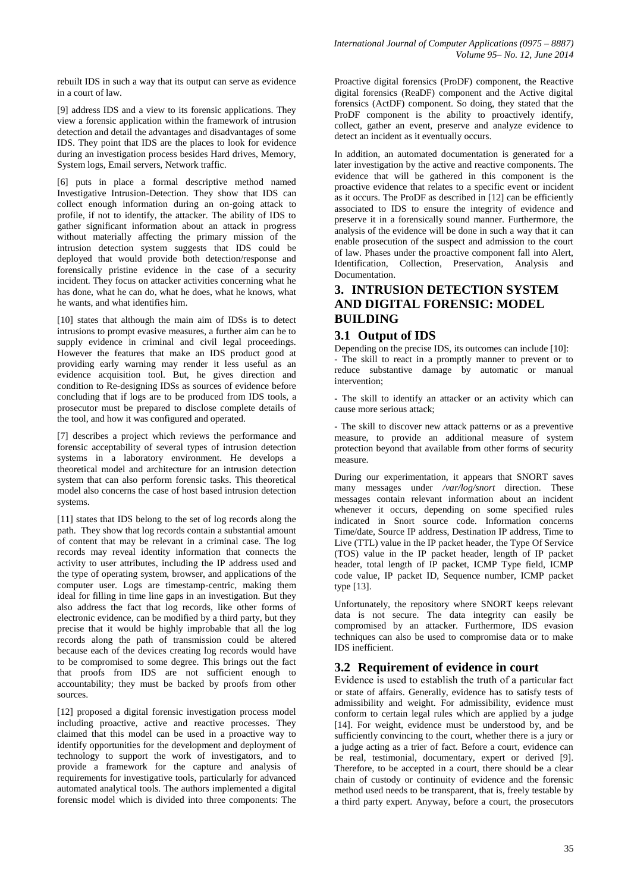rebuilt IDS in such a way that its output can serve as evidence in a court of law.

[9] address IDS and a view to its forensic applications. They view a forensic application within the framework of intrusion detection and detail the advantages and disadvantages of some IDS. They point that IDS are the places to look for evidence during an investigation process besides Hard drives, Memory, System logs, Email servers, Network traffic.

[6] puts in place a formal descriptive method named Investigative Intrusion-Detection. They show that IDS can collect enough information during an on-going attack to profile, if not to identify, the attacker. The ability of IDS to gather significant information about an attack in progress without materially affecting the primary mission of the intrusion detection system suggests that IDS could be deployed that would provide both detection/response and forensically pristine evidence in the case of a security incident. They focus on attacker activities concerning what he has done, what he can do, what he does, what he knows, what he wants, and what identifies him.

[10] states that although the main aim of IDSs is to detect intrusions to prompt evasive measures, a further aim can be to supply evidence in criminal and civil legal proceedings. However the features that make an IDS product good at providing early warning may render it less useful as an evidence acquisition tool. But, he gives direction and condition to Re-designing IDSs as sources of evidence before concluding that if logs are to be produced from IDS tools, a prosecutor must be prepared to disclose complete details of the tool, and how it was configured and operated.

[7] describes a project which reviews the performance and forensic acceptability of several types of intrusion detection systems in a laboratory environment. He develops a theoretical model and architecture for an intrusion detection system that can also perform forensic tasks. This theoretical model also concerns the case of host based intrusion detection systems.

[11] states that IDS belong to the set of log records along the path. They show that log records contain a substantial amount of content that may be relevant in a criminal case. The log records may reveal identity information that connects the activity to user attributes, including the IP address used and the type of operating system, browser, and applications of the computer user. Logs are timestamp-centric, making them ideal for filling in time line gaps in an investigation. But they also address the fact that log records, like other forms of electronic evidence, can be modified by a third party, but they precise that it would be highly improbable that all the log records along the path of transmission could be altered because each of the devices creating log records would have to be compromised to some degree. This brings out the fact that proofs from IDS are not sufficient enough to accountability; they must be backed by proofs from other sources.

[12] proposed a digital forensic investigation process model including proactive, active and reactive processes. They claimed that this model can be used in a proactive way to identify opportunities for the development and deployment of technology to support the work of investigators, and to provide a framework for the capture and analysis of requirements for investigative tools, particularly for advanced automated analytical tools. The authors implemented a digital forensic model which is divided into three components: The Proactive digital forensics (ProDF) component, the Reactive digital forensics (ReaDF) component and the Active digital forensics (ActDF) component. So doing, they stated that the ProDF component is the ability to proactively identify, collect, gather an event, preserve and analyze evidence to detect an incident as it eventually occurs.

In addition, an automated documentation is generated for a later investigation by the active and reactive components. The evidence that will be gathered in this component is the proactive evidence that relates to a specific event or incident as it occurs. The ProDF as described in [12] can be efficiently associated to IDS to ensure the integrity of evidence and preserve it in a forensically sound manner. Furthermore, the analysis of the evidence will be done in such a way that it can enable prosecution of the suspect and admission to the court of law. Phases under the proactive component fall into Alert, Identification, Collection, Preservation, Analysis and Documentation.

## 3. INTRUSION DETECTION SYSTEM AND DIGITAL FORENSIC: MODEL BUILDING

### 3.1 Output of IDS

Depending on the precise IDS, its outcomes can include [10]:

- The skill to react in a promptly manner to prevent or to reduce substantive damage by automatic or manual intervention;

- The skill to identify an attacker or an activity which can cause more serious attack;

- The skill to discover new attack patterns or as a preventive measure, to provide an additional measure of system protection beyond that available from other forms of security measure.

During our experimentation, it appears that SNORT saves many messages under */var/log/snort* direction. These messages contain relevant information about an incident whenever it occurs, depending on some specified rules indicated in Snort source code. Information concerns Time/date, Source IP address, Destination IP address, Time to Live (TTL) value in the IP packet header, the Type Of Service (TOS) value in the IP packet header, length of IP packet header, total length of IP packet, ICMP Type field, ICMP code value, IP packet ID, Sequence number, ICMP packet type [13].

Unfortunately, the repository where SNORT keeps relevant data is not secure. The data integrity can easily be compromised by an attacker. Furthermore, IDS evasion techniques can also be used to compromise data or to make IDS inefficient.

### 3.2 Requirement of evidence in court

Evidence is used to establish the truth of a particular fact or state of affairs. Generally, evidence has to satisfy tests of admissibility and weight. For admissibility, evidence must conform to certain legal rules which are applied by a judge [14]. For weight, evidence must be understood by, and be sufficiently convincing to the court, whether there is a jury or a judge acting as a trier of fact. Before a court, evidence can be real, testimonial, documentary, expert or derived [9]. Therefore, to be accepted in a court, there should be a clear chain of custody or continuity of evidence and the forensic method used needs to be transparent, that is, freely testable by a third party expert. Anyway, before a court, the prosecutors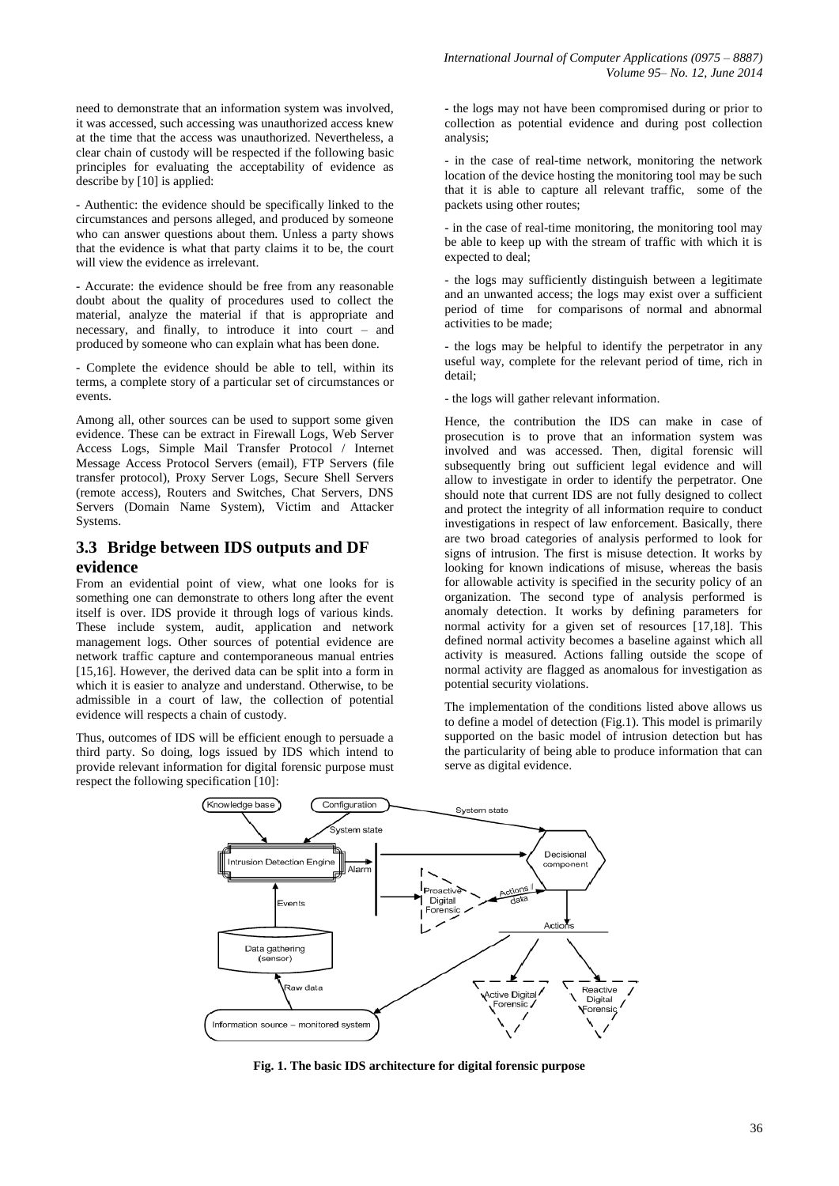need to demonstrate that an information system was involved, it was accessed, such accessing was unauthorized access knew at the time that the access was unauthorized. Nevertheless, a clear chain of custody will be respected if the following basic principles for evaluating the acceptability of evidence as describe by [10] is applied:

- Authentic: the evidence should be specifically linked to the circumstances and persons alleged, and produced by someone who can answer questions about them. Unless a party shows that the evidence is what that party claims it to be, the court will view the evidence as irrelevant.

- Accurate: the evidence should be free from any reasonable doubt about the quality of procedures used to collect the material, analyze the material if that is appropriate and necessary, and finally, to introduce it into court – and produced by someone who can explain what has been done.

- Complete the evidence should be able to tell, within its terms, a complete story of a particular set of circumstances or events.

Among all, other sources can be used to support some given evidence. These can be extract in Firewall Logs, Web Server Access Logs, Simple Mail Transfer Protocol / Internet Message Access Protocol Servers (email), FTP Servers (file transfer protocol), Proxy Server Logs, Secure Shell Servers (remote access), Routers and Switches, Chat Servers, DNS Servers (Domain Name System), Victim and Attacker Systems.

## 3.3 Bridge between IDS outputs and DF evidence

From an evidential point of view, what one looks for is something one can demonstrate to others long after the event itself is over. IDS provide it through logs of various kinds. These include system, audit, application and network management logs. Other sources of potential evidence are network traffic capture and contemporaneous manual entries [15,16]. However, the derived data can be split into a form in which it is easier to analyze and understand. Otherwise, to be admissible in a court of law, the collection of potential evidence will respects a chain of custody.

Thus, outcomes of IDS will be efficient enough to persuade a third party. So doing, logs issued by IDS which intend to provide relevant information for digital forensic purpose must respect the following specification [10]:

- the logs may not have been compromised during or prior to collection as potential evidence and during post collection analysis;

- in the case of real-time network, monitoring the network location of the device hosting the monitoring tool may be such that it is able to capture all relevant traffic, some of the packets using other routes;

- in the case of real-time monitoring, the monitoring tool may be able to keep up with the stream of traffic with which it is expected to deal;

- the logs may sufficiently distinguish between a legitimate and an unwanted access; the logs may exist over a sufficient period of time for comparisons of normal and abnormal activities to be made;

- the logs may be helpful to identify the perpetrator in any useful way, complete for the relevant period of time, rich in detail;

- the logs will gather relevant information.

Hence, the contribution the IDS can make in case of prosecution is to prove that an information system was involved and was accessed. Then, digital forensic will subsequently bring out sufficient legal evidence and will allow to investigate in order to identify the perpetrator. One should note that current IDS are not fully designed to collect and protect the integrity of all information require to conduct investigations in respect of law enforcement. Basically, there are two broad categories of analysis performed to look for signs of intrusion. The first is misuse detection. It works by looking for known indications of misuse, whereas the basis for allowable activity is specified in the security policy of an organization. The second type of analysis performed is anomaly detection. It works by defining parameters for normal activity for a given set of resources [17,18]. This defined normal activity becomes a baseline against which all activity is measured. Actions falling outside the scope of normal activity are flagged as anomalous for investigation as potential security violations.

The implementation of the conditions listed above allows us to define a model of detection (Fig.1). This model is primarily supported on the basic model of intrusion detection but has the particularity of being able to produce information that can serve as digital evidence.

**Fig. 1. The basic IDS architecture for digital forensic purpose**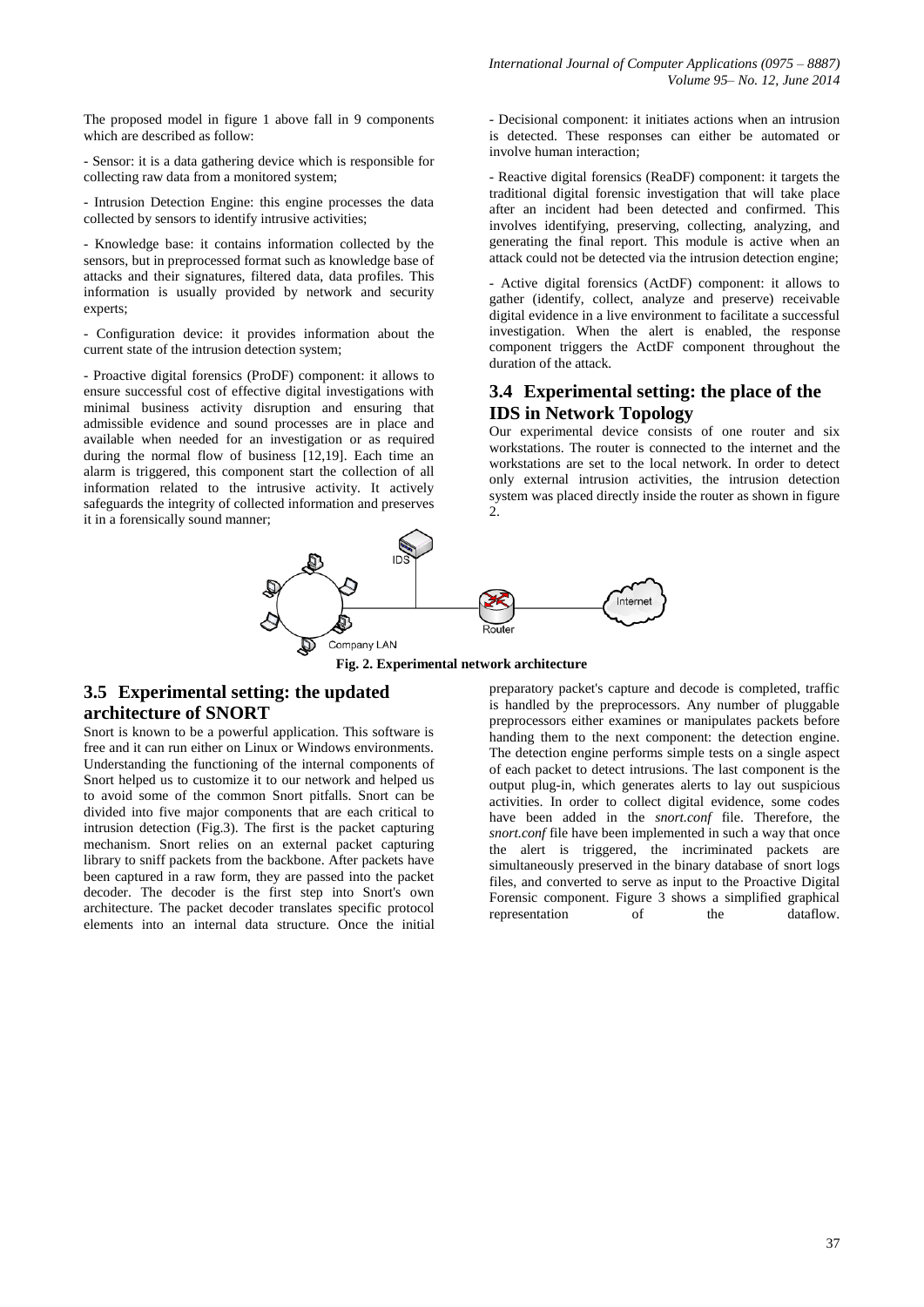The proposed model in figure 1 above fall in 9 components which are described as follow:

- Sensor: it is a data gathering device which is responsible for collecting raw data from a monitored system;

- Intrusion Detection Engine: this engine processes the data collected by sensors to identify intrusive activities;

- Knowledge base: it contains information collected by the sensors, but in preprocessed format such as knowledge base of attacks and their signatures, filtered data, data profiles. This information is usually provided by network and security experts;

- Configuration device: it provides information about the current state of the intrusion detection system;

- Proactive digital forensics (ProDF) component: it allows to ensure successful cost of effective digital investigations with minimal business activity disruption and ensuring that admissible evidence and sound processes are in place and available when needed for an investigation or as required during the normal flow of business [12,19]. Each time an alarm is triggered, this component start the collection of all information related to the intrusive activity. It actively safeguards the integrity of collected information and preserves it in a forensically sound manner;

- Decisional component: it initiates actions when an intrusion is detected. These responses can either be automated or involve human interaction;

- Reactive digital forensics (ReaDF) component: it targets the traditional digital forensic investigation that will take place after an incident had been detected and confirmed. This involves identifying, preserving, collecting, analyzing, and generating the final report. This module is active when an attack could not be detected via the intrusion detection engine;

- Active digital forensics (ActDF) component: it allows to gather (identify, collect, analyze and preserve) receivable digital evidence in a live environment to facilitate a successful investigation. When the alert is enabled, the response component triggers the ActDF component throughout the duration of the attack.

## 3.4 Experimental setting: the place of the IDS in Network Topology

Our experimental device consists of one router and six workstations. The router is connected to the internet and the workstations are set to the local network. In order to detect only external intrusion activities, the intrusion detection system was placed directly inside the router as shown in figure 2.

**Fig. 2. Experimental network architecture**

## 3.5 Experimental setting: the updated architecture of SNORT

Snort is known to be a powerful application. This software is free and it can run either on Linux or Windows environments. Understanding the functioning of the internal components of Snort helped us to customize it to our network and helped us to avoid some of the common Snort pitfalls. Snort can be divided into five major components that are each critical to intrusion detection (Fig.3). The first is the packet capturing mechanism. Snort relies on an external packet capturing library to sniff packets from the backbone. After packets have been captured in a raw form, they are passed into the packet decoder. The decoder is the first step into Snort's own architecture. The packet decoder translates specific protocol elements into an internal data structure. Once the initial preparatory packet's capture and decode is completed, traffic is handled by the preprocessors. Any number of pluggable preprocessors either examines or manipulates packets before handing them to the next component: the detection engine. The detection engine performs simple tests on a single aspect of each packet to detect intrusions. The last component is the output plug-in, which generates alerts to lay out suspicious activities. In order to collect digital evidence, some codes have been added in the *snort.conf* file. Therefore, the *snort.conf* file have been implemented in such a way that once the alert is triggered, the incriminated packets are simultaneously preserved in the binary database of snort logs files, and converted to serve as input to the Proactive Digital Forensic component. Figure 3 shows a simplified graphical representation of the dataflow.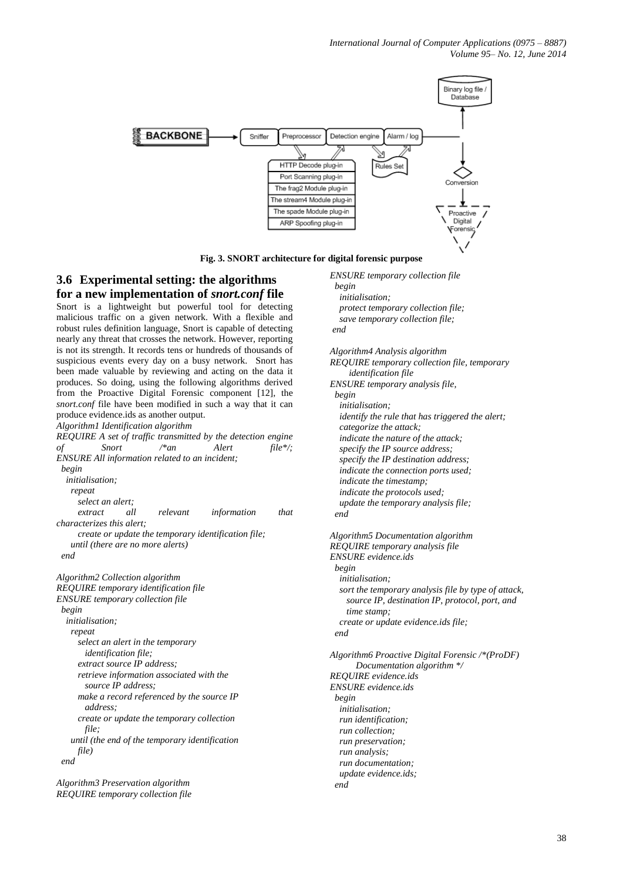Fig. 3. SNORT architecture for digital forensic purpose

### 3.6 Experimental setting: the algorithms for a new implementation of *snort.conf* file

Snort is a lightweight but powerful tool for detecting malicious traffic on a given network. With a flexible and robust rules definition language, Snort is capable of detecting nearly any threat that crosses the network. However, reporting is not its strength. It records tens or hundreds of thousands of suspicious events every day on a busy network. Snort has been made valuable by reviewing and acting on the data it produces. So doing, using the following algorithms derived from the Proactive Digital Forensic component [12], the *snort.conf* file have been modified in such a way that it can produce evidence.ids as another output.

*Algorithm1 Identification algorithm*
*REQUIRE A set of traffic transmitted by the detection engine of Snort /\*an Alert file\*/;*
*ENSURE All information related to an incident;*
*begin*
*initialisation;*
*repeat*
*select an alert;*
*extract all relevant information that characterizes this alert;*
*create or update the temporary identification file;*
*until (there are no more alerts)*
*end*

*Algorithm2 Collection algorithm*
*REQUIRE temporary identification file*
*ENSURE temporary collection file*
*begin*
*initialisation;*
*repeat*
*select an alert in the temporary identification file;*
*extract source IP address;*
*retrieve information associated with the source IP address;*
*make a record referenced by the source IP address;*
*create or update the temporary collection file;*
*until (the end of the temporary identification file)*
*end*

*Algorithm3 Preservation algorithm*
*REQUIRE temporary collection file*
*ENSURE temporary collection file*
*begin*
*initialisation;*
*protect temporary collection file;*
*save temporary collection file;*
*end*

*Algorithm4 Analysis algorithm*
*REQUIRE temporary collection file, temporary identification file*
*ENSURE temporary analysis file,*
*begin*
*initialisation;*
*identify the rule that has triggered the alert;*
*categorize the attack;*
*indicate the nature of the attack;*
*specify the IP source address;*
*specify the IP destination address;*
*indicate the connection ports used;*
*indicate the timestamp;*
*indicate the protocols used;*
*update the temporary analysis file;*
*end*

*Algorithm5 Documentation algorithm*
*REQUIRE temporary analysis file*
*ENSURE evidence.ids*
*begin*
*initialisation;*
*sort the temporary analysis file by type of attack, source IP, destination IP, protocol, port, and time stamp;*
*create or update evidence.ids file;*
*end*

*Algorithm6 Proactive Digital Forensic /\*(ProDF) Documentation algorithm \*/*
*REQUIRE evidence.ids*
*ENSURE evidence.ids*
*begin*
*initialisation;*
*run identification;*
*run collection;*
*run preservation;*
*run analysis;*
*run documentation;*
*update evidence.ids;*
*end*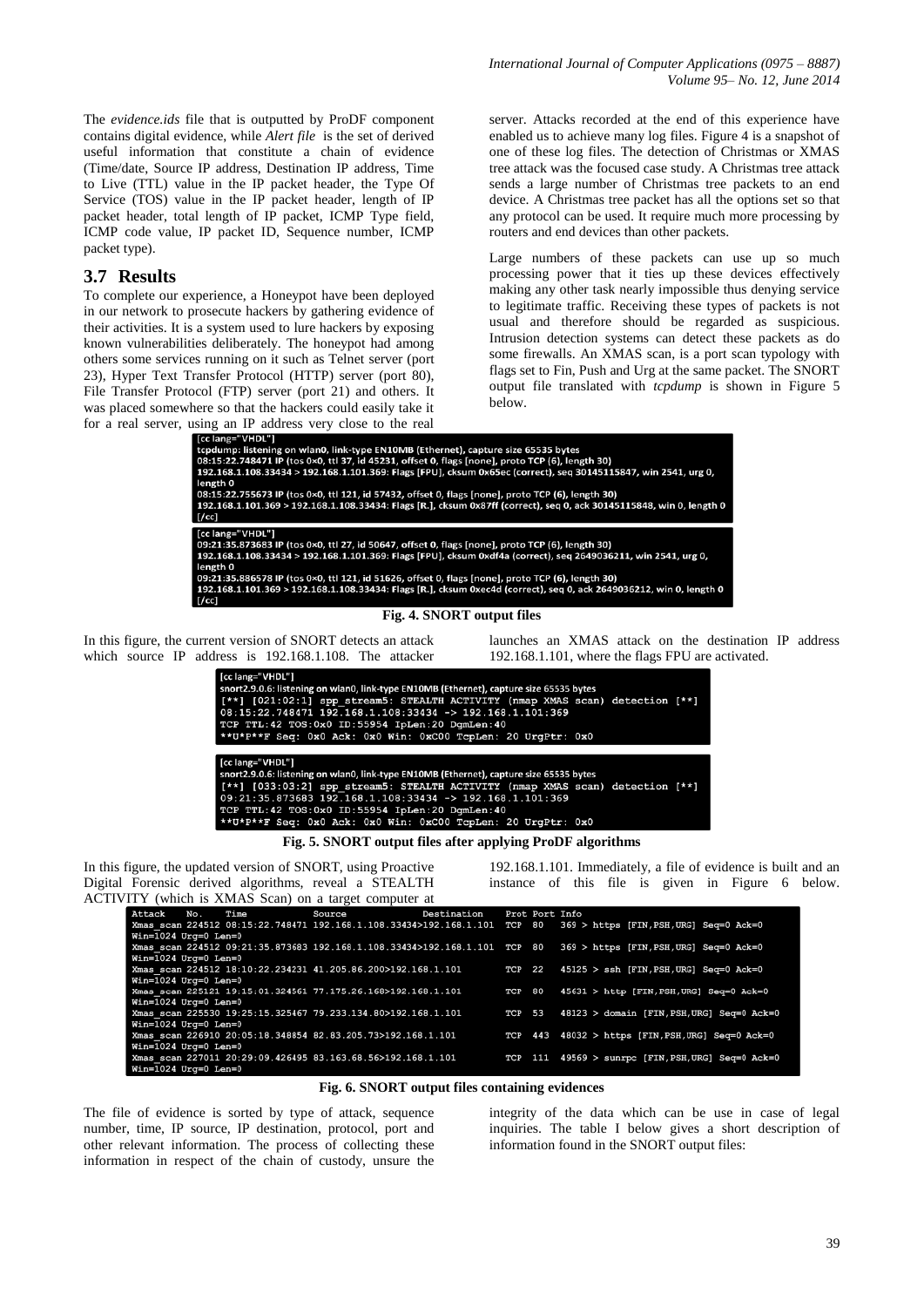The *evidence.ids* file that is outputted by ProDF component contains digital evidence, while *Alert file* is the set of derived useful information that constitute a chain of evidence (Time/date, Source IP address, Destination IP address, Time to Live (TTL) value in the IP packet header, the Type Of Service (TOS) value in the IP packet header, length of IP packet header, total length of IP packet, ICMP Type field, ICMP code value, IP packet ID, Sequence number, ICMP packet type).

## 3.7 Results

To complete our experience, a Honeypot have been deployed in our network to prosecute hackers by gathering evidence of their activities. It is a system used to lure hackers by exposing known vulnerabilities deliberately. The honeypot had among others some services running on it such as Telnet server (port 23), Hyper Text Transfer Protocol (HTTP) server (port 80), File Transfer Protocol (FTP) server (port 21) and others. It was placed somewhere so that the hackers could easily take it for a real server, using an IP address very close to the real server. Attacks recorded at the end of this experience have enabled us to achieve many log files. Figure 4 is a snapshot of one of these log files. The detection of Christmas or XMAS tree attack was the focused case study. A Christmas tree attack sends a large number of Christmas tree packets to an end device. A Christmas tree packet has all the options set so that any protocol can be used. It require much more processing by routers and end devices than other packets.

Large numbers of these packets can use up so much processing power that it ties up these devices effectively making any other task nearly impossible thus denying service to legitimate traffic. Receiving these types of packets is not usual and therefore should be regarded as suspicious. Intrusion detection systems can detect these packets as do some firewalls. An XMAS scan, is a port scan typology with flags set to Fin, Push and Urg at the same packet. The SNORT output file translated with *tcpdump* is shown in Figure 5 below.

```
[cc lang="VHDL"]
tcpdump: listening on wlan0, link-type EN10MB (Ethernet), capture size 65535 bytes
08:15:22.748471 IP (tos 0x0, ttl 37, id 45231, offset 0, flags [none], proto TCP (6), length 30)
192.168.1.108.33434 > 192.168.1.101.369: Flags [FPU], cksum 0x65ec (correct), seq 30145115847, win 2541, urg 0, length 0
08:15:22.755673 IP (tos 0x0, ttl 121, id 57432, offset 0, flags [none], proto TCP (6), length 30)
192.168.1.101.369 > 192.168.1.108.33434: Flags [R.], cksum 0x87ff (correct), seq 0, ack 30145115848, win 0, length 0
[/cc]
```

```
[cc lang="VHDL"]
09:21:35.873683 IP (tos 0x0, ttl 27, id 50647, offset 0, flags [none], proto TCP (6), length 30)
192.168.1.108.33434 > 192.168.1.101.369: Flags [FPU], cksum 0xdf4a (correct), seq 2649036211, win 2541, urg 0, length 0
09:21:35.886578 IP (tos 0x0, ttl 121, id 51626, offset 0, flags [none], proto TCP (6), length 30)
192.168.1.101.369 > 192.168.1.108.33434: Flags [R.], cksum 0xec4d (correct), seq 0, ack 2649036212, win 0, length 0
[/cc]
```

**Fig. 4. SNORT output files**

In this figure, the current version of SNORT detects an attack which source IP address is 192.168.1.108. The attacker launches an XMAS attack on the destination IP address 192.168.1.101, where the flags FPU are activated.

```
[cc lang="VHDL"]
snort2.9.0.6: listening on wlan0, link-type EN10MB (Ethernet), capture size 65535 bytes
[**] [021:02:1] spp_stream5: STEALTH ACTIVITY (nmap XMAS scan) detection [**]
08:15:22.748471 192.168.1.108:33434 -> 192.168.1.101:369
TCP TTL:42 TOS:0x0 ID:55954 IpLen:20 DgmLen:40
**U*P**F Seq: 0x0 Ack: 0x0 Win: 0xC00 TcpLen: 20 UrgPtr: 0x0
```

```
[cc lang="VHDL"]
snort2.9.0.6: listening on wlan0, link-type EN10MB (Ethernet), capture size 65535 bytes
[**] [033:03:2] spp_stream5: STEALTH ACTIVITY (nmap XMAS scan) detection [**]
09:21:35.873683 192.168.1.108:33434 -> 192.168.1.101:369
TCP TTL:42 TOS:0x0 ID:55954 IpLen:20 DgmLen:40
**U*P**F Seq: 0x0 Ack: 0x0 Win: 0xC00 TcpLen: 20 UrgPtr: 0x0
```

**Fig. 5. SNORT output files after applying ProDF algorithms**

In this figure, the updated version of SNORT, using Proactive Digital Forensic derived algorithms, reveal a STEALTH ACTIVITY (which is XMAS Scan) on a target computer at 192.168.1.101. Immediately, a file of evidence is built and an instance of this file is given in Figure 6 below.

```
Attack    No.    Time              Source                Destination       Prot Port Info
Xmas_scan 224512 08:15:22.748471 192.168.1.108.33434>192.168.1.101  TCP  80   369 > https [FIN,PSH,URG] Seq=0 Ack=0
Win=1024 Urg=0 Len=0
Xmas_scan 224512 09:21:35.873683 192.168.1.108.33434>192.168.1.101  TCP  80   369 > https [FIN,PSH,URG] Seq=0 Ack=0
Win=1024 Urg=0 Len=0
Xmas_scan 224512 18:10:22.234231 41.205.86.200>192.168.1.101        TCP  22   45125 > ssh [FIN,PSH,URG] Seq=0 Ack=0
Win=1024 Urg=0 Len=0
Xmas_scan 225121 19:15:01.324561 77.175.26.168>192.168.1.101        TCP  80   45631 > http [FIN,PSH,URG] Seq=0 Ack=0
Win=1024 Urg=0 Len=0
Xmas_scan 225530 19:25:15.325467 79.233.134.80>192.168.1.101        TCP  53   48123 > domain [FIN,PSH,URG] Seq=0 Ack=0
Win=1024 Urg=0 Len=0
Xmas_scan 226910 20:05:18.348854 82.83.205.73>192.168.1.101         TCP  443  48032 > https [FIN,PSH,URG] Seq=0 Ack=0
Win=1024 Urg=0 Len=0
Xmas_scan 227011 20:29:09.426495 83.163.68.56>192.168.1.101         TCP  111  49569 > sunrpc [FIN,PSH,URG] Seq=0 Ack=0
Win=1024 Urg=0 Len=0
```

**Fig. 6. SNORT output files containing evidences**

The file of evidence is sorted by type of attack, sequence number, time, IP source, IP destination, protocol, port and other relevant information. The process of collecting these information in respect of the chain of custody, unsure the integrity of the data which can be use in case of legal inquiries. The table I below gives a short description of information found in the SNORT output files: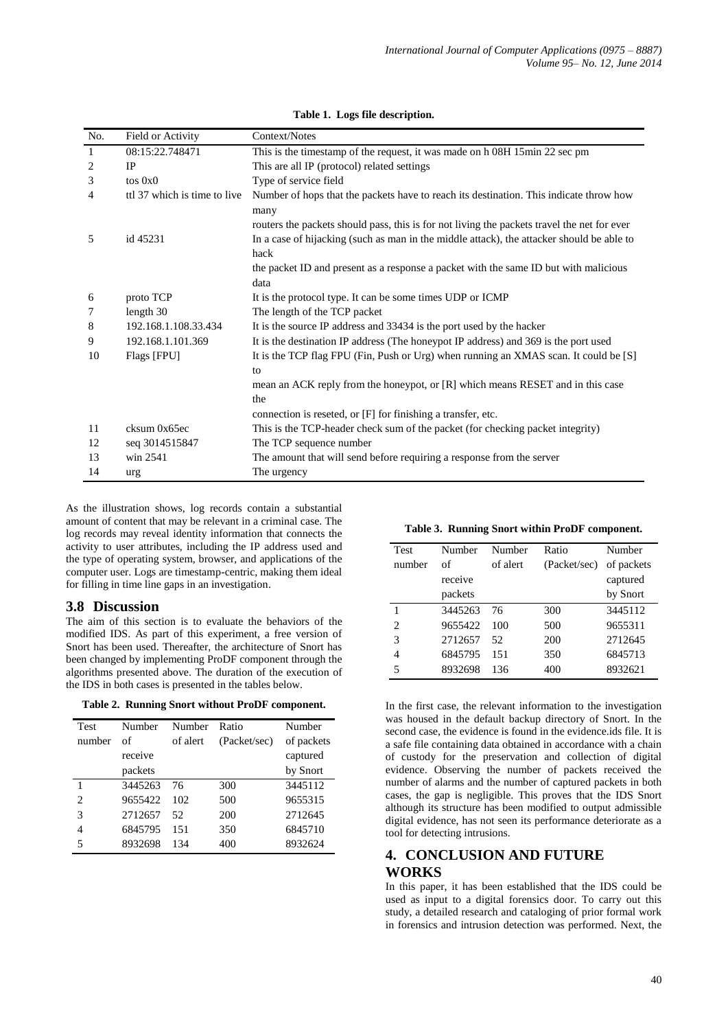**Table 1. Logs file description.**

| No. | Field or Activity | Context/Notes |
|---|---|---|
| 1 | 08:15:22.748471 | This is the timestamp of the request, it was made on h 08H 15min 22 sec pm |
| 2 | IP | This are all IP (protocol) related settings |
| 3 | tos 0x0 | Type of service field |
| 4 | ttl 37 which is time to live | Number of hops that the packets have to reach its destination. This indicate throw how many routers the packets should pass, this is for not living the packets travel the net for ever |
| 5 | id 45231 | In a case of hijacking (such as man in the middle attack), the attacker should be able to hack the packet ID and present as a response a packet with the same ID but with malicious data |
| 6 | proto TCP | It is the protocol type. It can be some times UDP or ICMP |
| 7 | length 30 | The length of the TCP packet |
| 8 | 192.168.1.108.33.434 | It is the source IP address and 33434 is the port used by the hacker |
| 9 | 192.168.1.101.369 | It is the destination IP address (The honeypot IP address) and 369 is the port used |
| 10 | Flags [FPU] | It is the TCP flag FPU (Fin, Push or Urg) when running an XMAS scan. It could be [S] to mean an ACK reply from the honeypot, or [R] which means RESET and in this case the connection is reseted, or [F] for finishing a transfer, etc. |
| 11 | cksum 0x65ec | This is the TCP-header check sum of the packet (for checking packet integrity) |
| 12 | seq 3014515847 | The TCP sequence number |
| 13 | win 2541 | The amount that will send before requiring a response from the server |
| 14 | urg | The urgency |

As the illustration shows, log records contain a substantial amount of content that may be relevant in a criminal case. The log records may reveal identity information that connects the activity to user attributes, including the IP address used and the type of operating system, browser, and applications of the computer user. Logs are timestamp-centric, making them ideal for filling in time line gaps in an investigation.

## 3.8 Discussion

The aim of this section is to evaluate the behaviors of the modified IDS. As part of this experiment, a free version of Snort has been used. Thereafter, the architecture of Snort has been changed by implementing ProDF component through the algorithms presented above. The duration of the execution of the IDS in both cases is presented in the tables below.

**Table 2. Running Snort without ProDF component.**

| Test number | Number of receive packets | Number of alert | Ratio (Packet/sec) | Number of packets captured by Snort |
|---|---|---|---|---|
| 1 | 3445263 | 76 | 300 | 3445112 |
| 2 | 9655422 | 102 | 500 | 9655315 |
| 3 | 2712657 | 52 | 200 | 2712645 |
| 4 | 6845795 | 151 | 350 | 6845710 |
| 5 | 8932698 | 134 | 400 | 8932624 |

**Table 3. Running Snort within ProDF component.**

| Test number | Number of receive packets | Number of alert | Ratio (Packet/sec) | Number of packets captured by Snort |
|---|---|---|---|---|
| 1 | 3445263 | 76 | 300 | 3445112 |
| 2 | 9655422 | 100 | 500 | 9655311 |
| 3 | 2712657 | 52 | 200 | 2712645 |
| 4 | 6845795 | 151 | 350 | 6845713 |
| 5 | 8932698 | 136 | 400 | 8932621 |

In the first case, the relevant information to the investigation was housed in the default backup directory of Snort. In the second case, the evidence is found in the evidence.ids file. It is a safe file containing data obtained in accordance with a chain of custody for the preservation and collection of digital evidence. Observing the number of packets received the number of alarms and the number of captured packets in both cases, the gap is negligible. This proves that the IDS Snort although its structure has been modified to output admissible digital evidence, has not seen its performance deteriorate as a tool for detecting intrusions.

# 4. CONCLUSION AND FUTURE WORKS

In this paper, it has been established that the IDS could be used as input to a digital forensics door. To carry out this study, a detailed research and cataloging of prior formal work in forensics and intrusion detection was performed. Next, the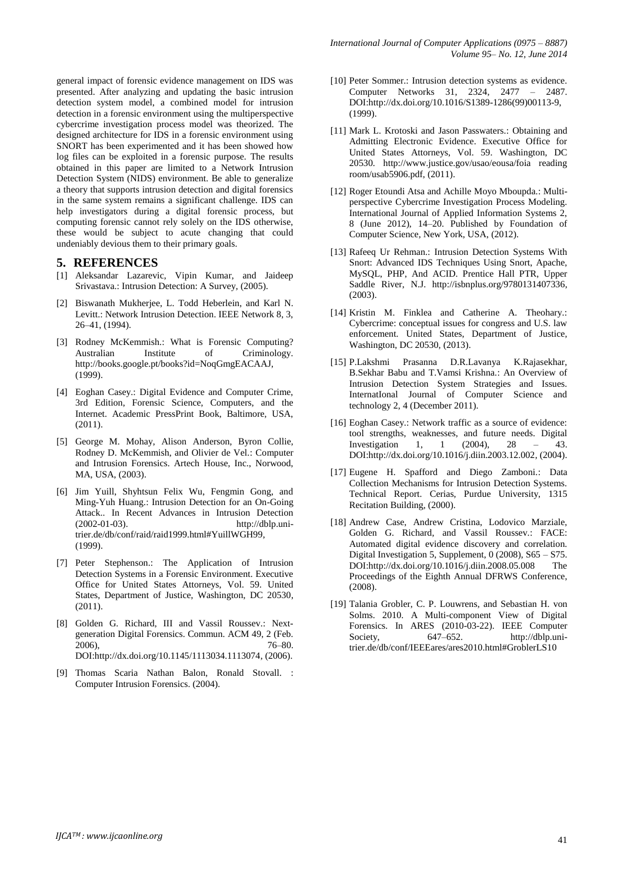general impact of forensic evidence management on IDS was presented. After analyzing and updating the basic intrusion detection system model, a combined model for intrusion detection in a forensic environment using the multiperspective cybercrime investigation process model was theorized. The designed architecture for IDS in a forensic environment using SNORT has been experimented and it has been showed how log files can be exploited in a forensic purpose. The results obtained in this paper are limited to a Network Intrusion Detection System (NIDS) environment. Be able to generalize a theory that supports intrusion detection and digital forensics in the same system remains a significant challenge. IDS can help investigators during a digital forensic process, but computing forensic cannot rely solely on the IDS otherwise, these would be subject to acute changing that could undeniably devious them to their primary goals.

## 5. REFERENCES

[1] Aleksandar Lazarevic, Vipin Kumar, and Jaideep Srivastava.: Intrusion Detection: A Survey, (2005).

[2] Biswanath Mukherjee, L. Todd Heberlein, and Karl N. Levitt.: Network Intrusion Detection. IEEE Network 8, 3, 26–41, (1994).

[3] Rodney McKemmish.: What is Forensic Computing? Australian Institute of Criminology. http://books.google.pt/books?id=NoqGmgEACAAJ, (1999).

[4] Eoghan Casey.: Digital Evidence and Computer Crime, 3rd Edition, Forensic Science, Computers, and the Internet. Academic PressPrint Book, Baltimore, USA, (2011).

[5] George M. Mohay, Alison Anderson, Byron Collie, Rodney D. McKemmish, and Olivier de Vel.: Computer and Intrusion Forensics. Artech House, Inc., Norwood, MA, USA, (2003).

[6] Jim Yuill, Shyhtsun Felix Wu, Fengmin Gong, and Ming-Yuh Huang.: Intrusion Detection for an On-Going Attack.. In Recent Advances in Intrusion Detection (2002-01-03). http://dblp.uni-trier.de/db/conf/raid/raid1999.html#YuillWGH99, (1999).

[7] Peter Stephenson.: The Application of Intrusion Detection Systems in a Forensic Environment. Executive Office for United States Attorneys, Vol. 59. United States, Department of Justice, Washington, DC 20530, (2011).

[8] Golden G. Richard, III and Vassil Roussev.: Next-generation Digital Forensics. Commun. ACM 49, 2 (Feb. 2006), 76–80. DOI:http://dx.doi.org/10.1145/1113034.1113074, (2006).

[9] Thomas Scaria Nathan Balon, Ronald Stovall. : Computer Intrusion Forensics. (2004).

[10] Peter Sommer.: Intrusion detection systems as evidence. Computer Networks 31, 2324, 2477 – 2487. DOI:http://dx.doi.org/10.1016/S1389-1286(99)00113-9, (1999).

[11] Mark L. Krotoski and Jason Passwaters.: Obtaining and Admitting Electronic Evidence. Executive Office for United States Attorneys, Vol. 59. Washington, DC 20530. http://www.justice.gov/usao/eousa/foia reading room/usab5906.pdf, (2011).

[12] Roger Etoundi Atsa and Achille Moyo Mboupda.: Multi-perspective Cybercrime Investigation Process Modeling. International Journal of Applied Information Systems 2, 8 (June 2012), 14–20. Published by Foundation of Computer Science, New York, USA, (2012).

[13] Rafeeq Ur Rehman.: Intrusion Detection Systems With Snort: Advanced IDS Techniques Using Snort, Apache, MySQL, PHP, And ACID. Prentice Hall PTR, Upper Saddle River, N.J. http://isbnplus.org/9780131407336, (2003).

[14] Kristin M. Finklea and Catherine A. Theohary.: Cybercrime: conceptual issues for congress and U.S. law enforcement. United States, Department of Justice, Washington, DC 20530, (2013).

[15] P.Lakshmi Prasanna D.R.Lavanya K.Rajasekhar, B.Sekhar Babu and T.Vamsi Krishna.: An Overview of Intrusion Detection System Strategies and Issues. InternatIonal Journal of Computer Science and technology 2, 4 (December 2011).

[16] Eoghan Casey.: Network traffic as a source of evidence: tool strengths, weaknesses, and future needs. Digital Investigation 1, 1 (2004), 28 – 43. DOI:http://dx.doi.org/10.1016/j.diin.2003.12.002, (2004).

[17] Eugene H. Spafford and Diego Zamboni.: Data Collection Mechanisms for Intrusion Detection Systems. Technical Report. Cerias, Purdue University, 1315 Recitation Building, (2000).

[18] Andrew Case, Andrew Cristina, Lodovico Marziale, Golden G. Richard, and Vassil Roussev.: FACE: Automated digital evidence discovery and correlation. Digital Investigation 5, Supplement, 0 (2008), S65 – S75. DOI:http://dx.doi.org/10.1016/j.diin.2008.05.008 The Proceedings of the Eighth Annual DFRWS Conference, (2008).

[19] Talania Grobler, C. P. Louwrens, and Sebastian H. von Solms. 2010. A Multi-component View of Digital Forensics. In ARES (2010-03-22). IEEE Computer Society, 647–652. http://dblp.uni-trier.de/db/conf/IEEEares/ares2010.html#GroblerLS10